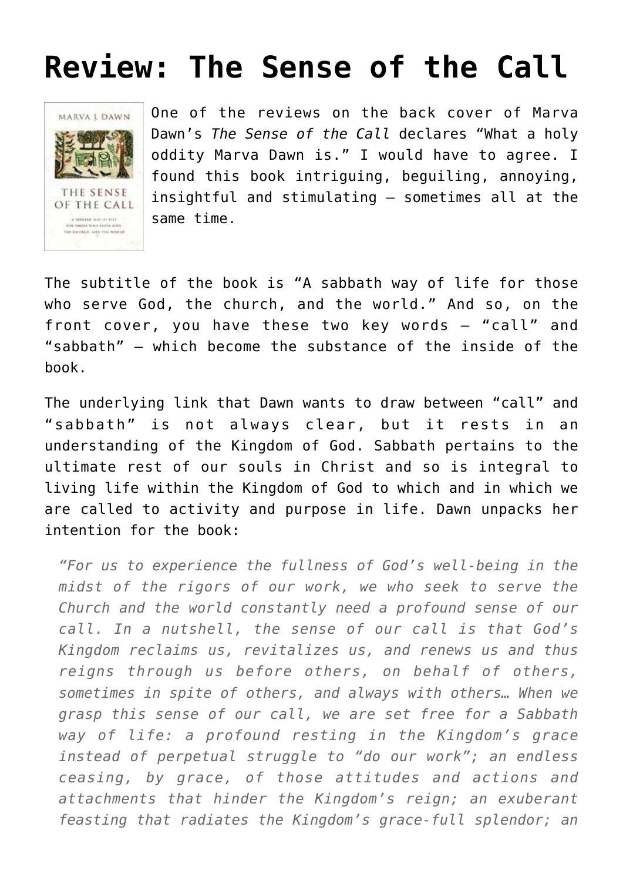# Review: The Sense of the Call

One of the reviews on the back cover of Marva Dawn's *The Sense of the Call* declares "What a holy oddity Marva Dawn is." I would have to agree. I found this book intriguing, beguiling, annoying, insightful and stimulating – sometimes all at the same time.

The subtitle of the book is "A sabbath way of life for those who serve God, the church, and the world." And so, on the front cover, you have these two key words – "call" and "sabbath" – which become the substance of the inside of the book.

The underlying link that Dawn wants to draw between "call" and "sabbath" is not always clear, but it rests in an understanding of the Kingdom of God. Sabbath pertains to the ultimate rest of our souls in Christ and so is integral to living life within the Kingdom of God to which and in which we are called to activity and purpose in life. Dawn unpacks her intention for the book:

> *"For us to experience the fullness of God's well-being in the midst of the rigors of our work, we who seek to serve the Church and the world constantly need a profound sense of our call. In a nutshell, the sense of our call is that God's Kingdom reclaims us, revitalizes us, and renews us and thus reigns through us before others, on behalf of others, sometimes in spite of others, and always with others… When we grasp this sense of our call, we are set free for a Sabbath way of life: a profound resting in the Kingdom's grace instead of perpetual struggle to "do our work"; an endless ceasing, by grace, of those attitudes and actions and attachments that hinder the Kingdom's reign; an exuberant feasting that radiates the Kingdom's grace-full splendor; an*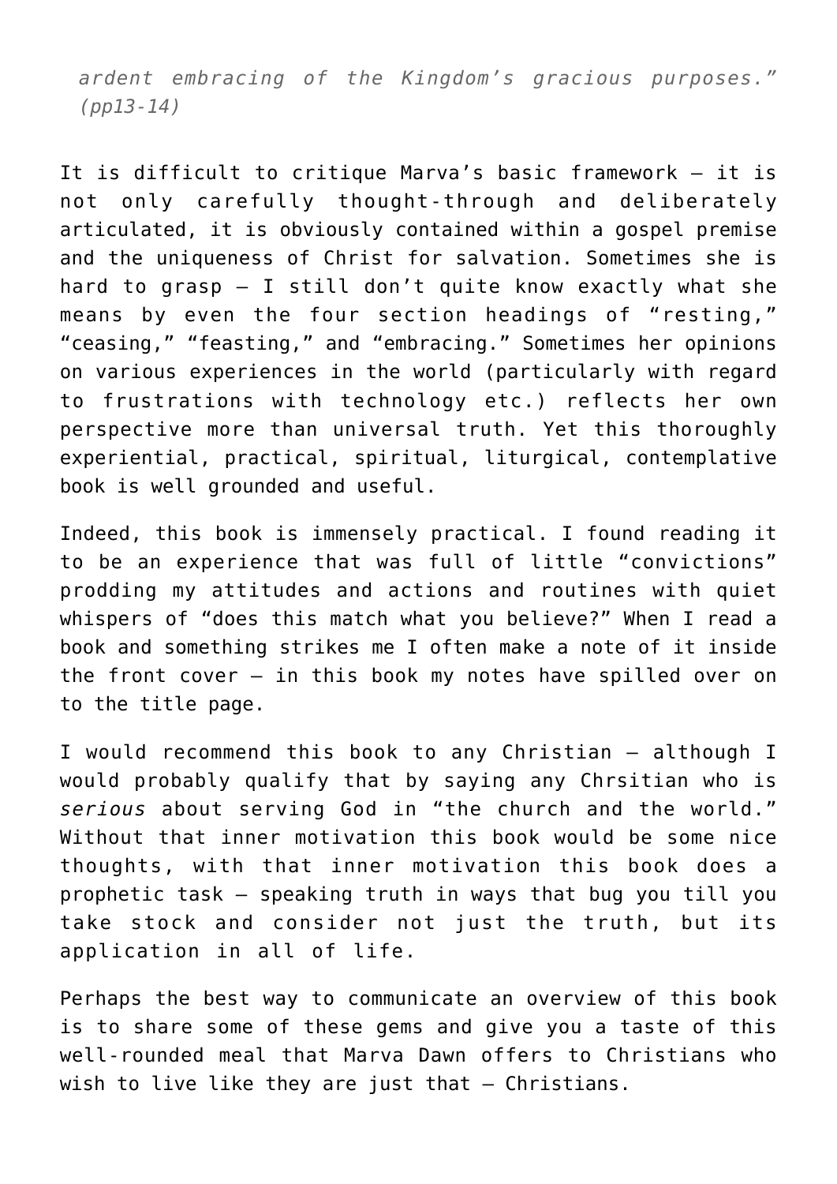*ardent embracing of the Kingdom's gracious purposes." (pp13-14)*

It is difficult to critique Marva's basic framework – it is not only carefully thought-through and deliberately articulated, it is obviously contained within a gospel premise and the uniqueness of Christ for salvation. Sometimes she is hard to grasp – I still don't quite know exactly what she means by even the four section headings of "resting," "ceasing," "feasting," and "embracing." Sometimes her opinions on various experiences in the world (particularly with regard to frustrations with technology etc.) reflects her own perspective more than universal truth. Yet this thoroughly experiential, practical, spiritual, liturgical, contemplative book is well grounded and useful.

Indeed, this book is immensely practical. I found reading it to be an experience that was full of little "convictions" prodding my attitudes and actions and routines with quiet whispers of "does this match what you believe?" When I read a book and something strikes me I often make a note of it inside the front cover – in this book my notes have spilled over on to the title page.

I would recommend this book to any Christian – although I would probably qualify that by saying any Chrsitian who is *serious* about serving God in "the church and the world." Without that inner motivation this book would be some nice thoughts, with that inner motivation this book does a prophetic task – speaking truth in ways that bug you till you take stock and consider not just the truth, but its application in all of life.

Perhaps the best way to communicate an overview of this book is to share some of these gems and give you a taste of this well-rounded meal that Marva Dawn offers to Christians who wish to live like they are just that – Christians.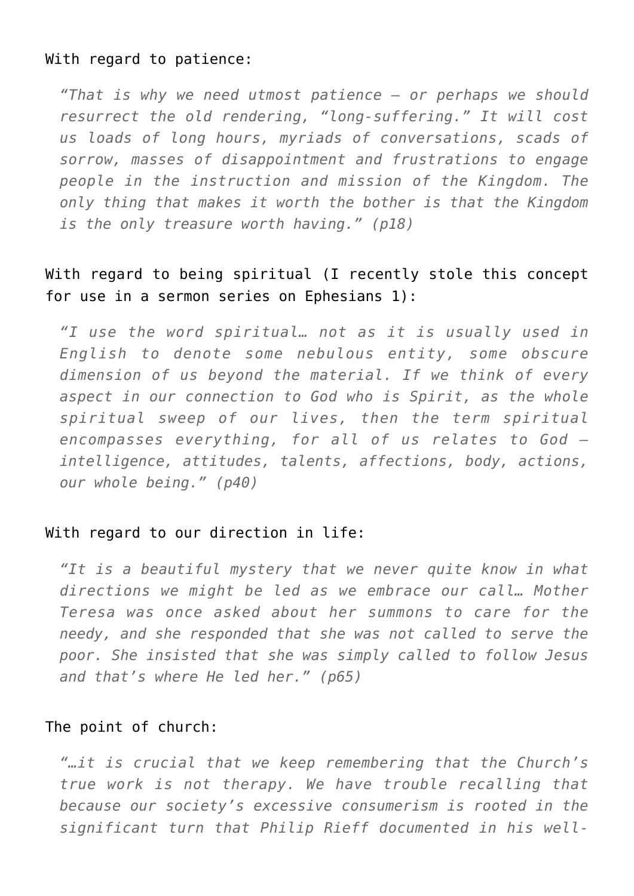With regard to patience:

> *"That is why we need utmost patience – or perhaps we should resurrect the old rendering, "long-suffering." It will cost us loads of long hours, myriads of conversations, scads of sorrow, masses of disappointment and frustrations to engage people in the instruction and mission of the Kingdom. The only thing that makes it worth the bother is that the Kingdom is the only treasure worth having." (p18)*

With regard to being spiritual (I recently stole this concept for use in a sermon series on Ephesians 1):

> *"I use the word spiritual… not as it is usually used in English to denote some nebulous entity, some obscure dimension of us beyond the material. If we think of every aspect in our connection to God who is Spirit, as the whole spiritual sweep of our lives, then the term spiritual encompasses everything, for all of us relates to God – intelligence, attitudes, talents, affections, body, actions, our whole being." (p40)*

With regard to our direction in life:

> *"It is a beautiful mystery that we never quite know in what directions we might be led as we embrace our call… Mother Teresa was once asked about her summons to care for the needy, and she responded that she was not called to serve the poor. She insisted that she was simply called to follow Jesus and that's where He led her." (p65)*

The point of church:

> *"…it is crucial that we keep remembering that the Church's true work is not therapy. We have trouble recalling that because our society's excessive consumerism is rooted in the significant turn that Philip Rieff documented in his well-*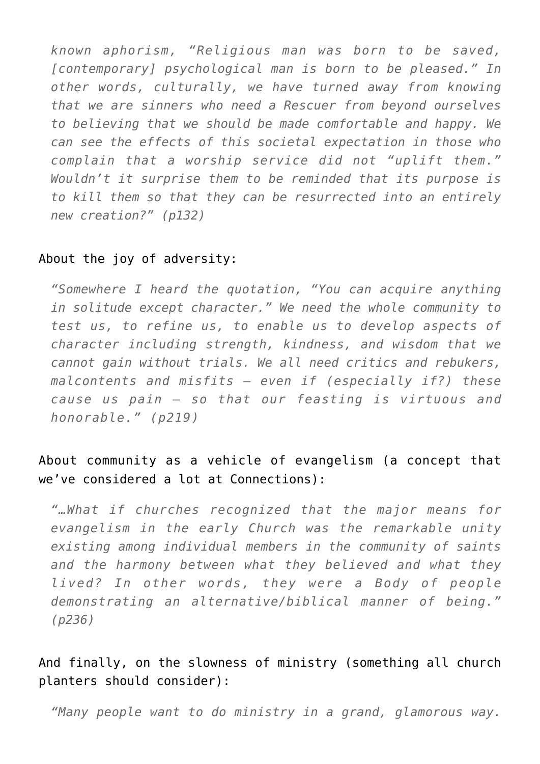> *known aphorism, "Religious man was born to be saved, [contemporary] psychological man is born to be pleased." In other words, culturally, we have turned away from knowing that we are sinners who need a Rescuer from beyond ourselves to believing that we should be made comfortable and happy. We can see the effects of this societal expectation in those who complain that a worship service did not "uplift them." Wouldn't it surprise them to be reminded that its purpose is to kill them so that they can be resurrected into an entirely new creation?" (p132)*

About the joy of adversity:

> *"Somewhere I heard the quotation, "You can acquire anything in solitude except character." We need the whole community to test us, to refine us, to enable us to develop aspects of character including strength, kindness, and wisdom that we cannot gain without trials. We all need critics and rebukers, malcontents and misfits – even if (especially if?) these cause us pain – so that our feasting is virtuous and honorable." (p219)*

About community as a vehicle of evangelism (a concept that we've considered a lot at Connections):

> *"…What if churches recognized that the major means for evangelism in the early Church was the remarkable unity existing among individual members in the community of saints and the harmony between what they believed and what they lived? In other words, they were a Body of people demonstrating an alternative/biblical manner of being." (p236)*

And finally, on the slowness of ministry (something all church planters should consider):

> *"Many people want to do ministry in a grand, glamorous way.*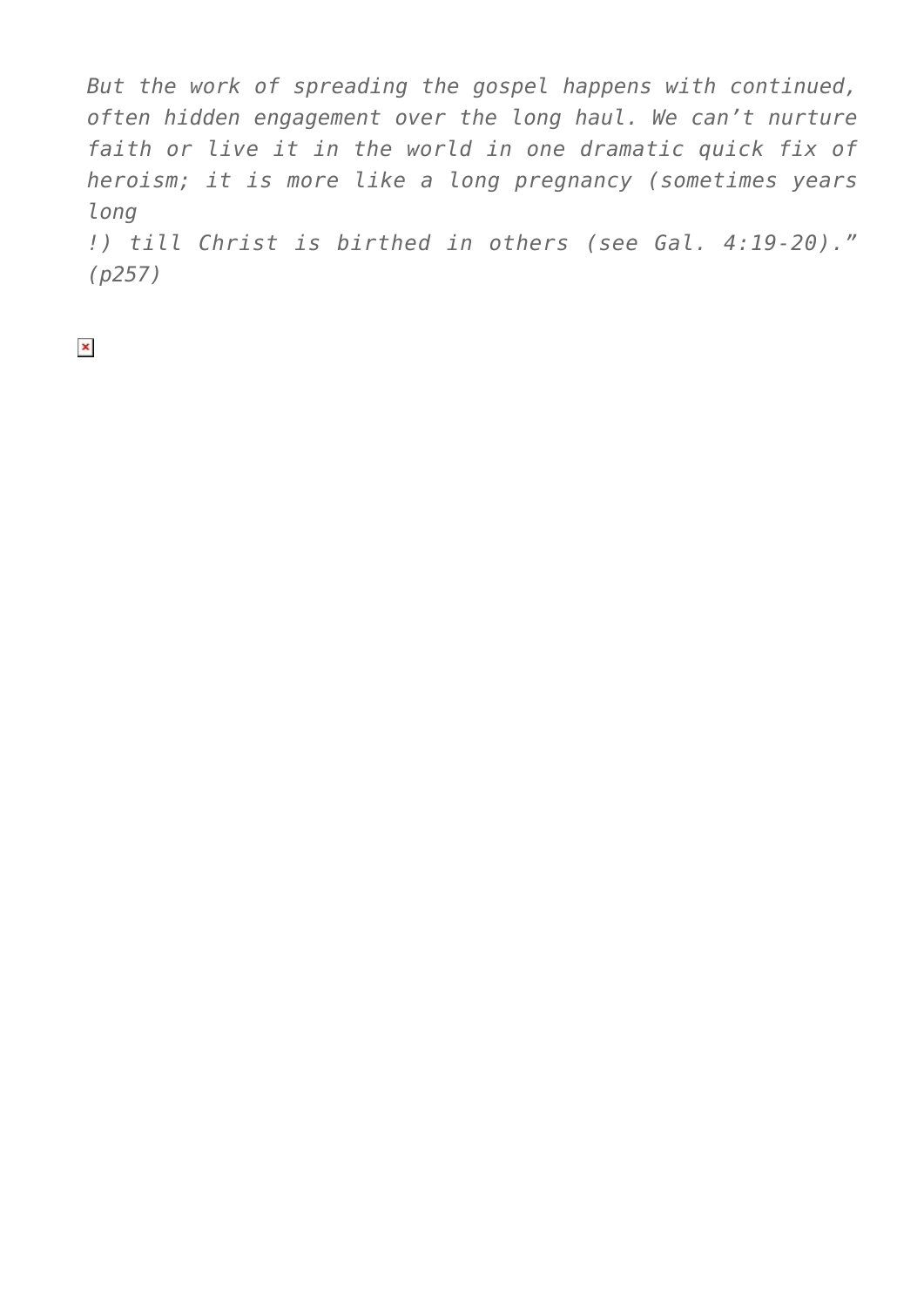*But the work of spreading the gospel happens with continued, often hidden engagement over the long haul. We can't nurture faith or live it in the world in one dramatic quick fix of heroism; it is more like a long pregnancy (sometimes years long!) till Christ is birthed in others (see Gal. 4:19-20)." (p257)*